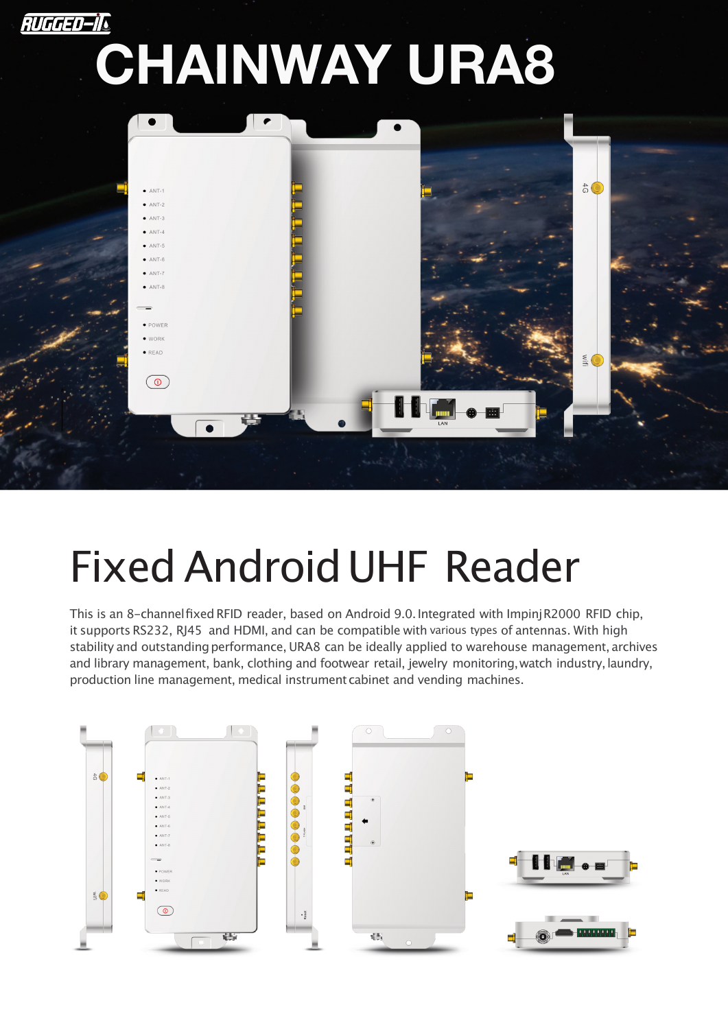# CHAINWAY URA8

## Fixed Android UHF Reader

This is an 8-channel fixed RFID reader, based on Android 9.0. Integrated with Impinj R2000 RFID chip, it supports RS232, RJ45 and HDMI, and can be compatible with various types of antennas. With high stability and outstanding performance, URA8 can be ideally applied to warehouse management, archives and library management, bank, clothing and footwear retail, jewelry monitoring, watch industry, laundry, production line management, medical instrument cabinet and vending machines.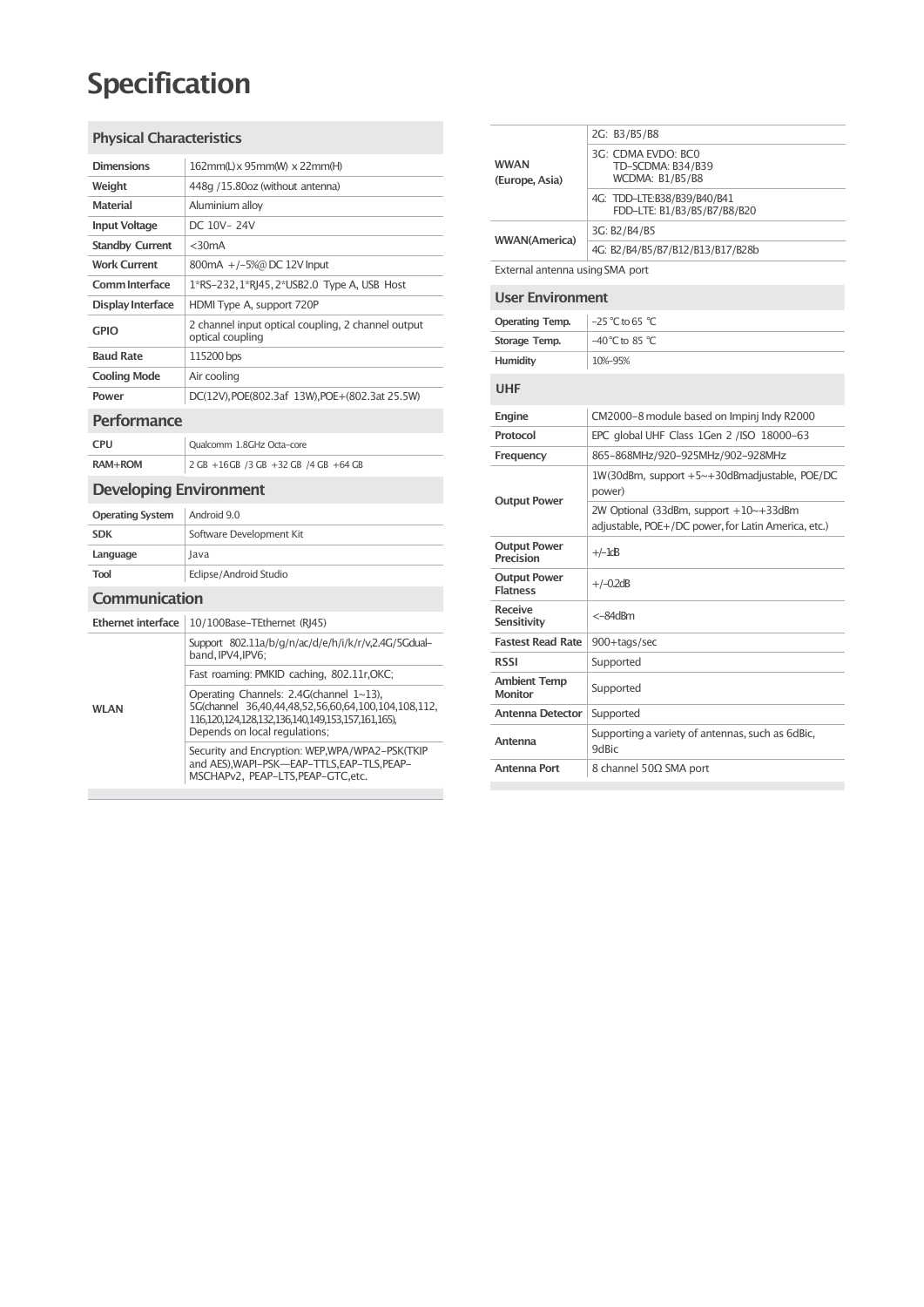# Specification

## Physical Characteristics

| | |
|---|---|
| **Dimensions** | 162mm(L) x 95mm(W) x 22mm(H) |
| **Weight** | 448g /15.80oz (without antenna) |
| **Material** | Aluminium alloy |
| **Input Voltage** | DC 10V- 24V |
| **Standby Current** | <30mA |
| **Work Current** | 800mA +/-5%@ DC 12V Input |
| **Comm Interface** | 1*RS-232, 1*RJ45, 2*USB2.0 Type A, USB Host |
| **Display Interface** | HDMI Type A, support 720P |
| **GPIO** | 2 channel input optical coupling, 2 channel output optical coupling |
| **Baud Rate** | 115200 bps |
| **Cooling Mode** | Air cooling |
| **Power** | DC(12V),POE(802.3af 13W),POE+(802.3at 25.5W) |

## Performance

| | |
|---|---|
| **CPU** | Qualcomm 1.8GHz Octa-core |
| **RAM+ROM** | 2 GB +16GB /3 GB +32 GB /4 GB +64 GB |

## Developing Environment

| | |
|---|---|
| **Operating System** | Android 9.0 |
| **SDK** | Software Development Kit |
| **Language** | Java |
| **Tool** | Eclipse/Android Studio |

## Communication

| | |
|---|---|
| **Ethernet interface** | 10/100Base-TEthernet (RJ45) |
| **WLAN** | Support 802.11a/b/g/n/ac/d/e/h/i/k/r/v,2.4G/5Gdual-band, IPV4,IPV6; |
| | Fast roaming: PMKID caching, 802.11r,OKC; |
| | Operating Channels: 2.4G(channel 1~13), 5G(channel 36,40,44,48,52,56,60,64,100,104,108,112, 116,120,124,128,132,136,140,149,153,157,161,165), Depends on local regulations; |
| | Security and Encryption: WEP,WPA/WPA2-PSK(TKIP and AES),WAPI-PSK—EAP-TTLS,EAP-TLS,PEAP-MSCHAPv2, PEAP-LTS,PEAP-GTC,etc. |
| **WWAN (Europe, Asia)** | 2G: B3/B5/B8 |
| | 3G: CDMA EVDO: BC0<br>TD-SCDMA: B34/B39<br>WCDMA: B1/B5/B8 |
| | 4G: TDD-LTE:B38/B39/B40/B41<br>FDD-LTE: B1/B3/B5/B7/B8/B20 |
| **WWAN(America)** | 3G: B2/B4/B5 |
| | 4G: B2/B4/B5/B7/B12/B13/B17/B28b |

External antenna using SMA port

## User Environment

| | |
|---|---|
| **Operating Temp.** | -25 ℃ to 65 ℃ |
| **Storage Temp.** | -40℃ to 85 ℃ |
| **Humidity** | 10%-95% |

## UHF

| | |
|---|---|
| **Engine** | CM2000-8 module based on Impinj Indy R2000 |
| **Protocol** | EPC global UHF Class 1Gen 2 /ISO 18000-63 |
| **Frequency** | 865-868MHz/920-925MHz/902-928MHz |
| **Output Power** | 1W(30dBm, support +5~+30dBmadjustable, POE/DC power) |
| | 2W Optional (33dBm, support +10~+33dBm adjustable, POE+/DC power, for Latin America, etc.) |
| **Output Power Precision** | +/-1dB |
| **Output Power Flatness** | +/-0.2dB |
| **Receive Sensitivity** | <-84dBm |
| **Fastest Read Rate** | 900+tags/sec |
| **RSSI** | Supported |
| **Ambient Temp Monitor** | Supported |
| **Antenna Detector** | Supported |
| **Antenna** | Supporting a variety of antennas, such as 6dBic, 9dBic |
| **Antenna Port** | 8 channel 50Ω SMA port |